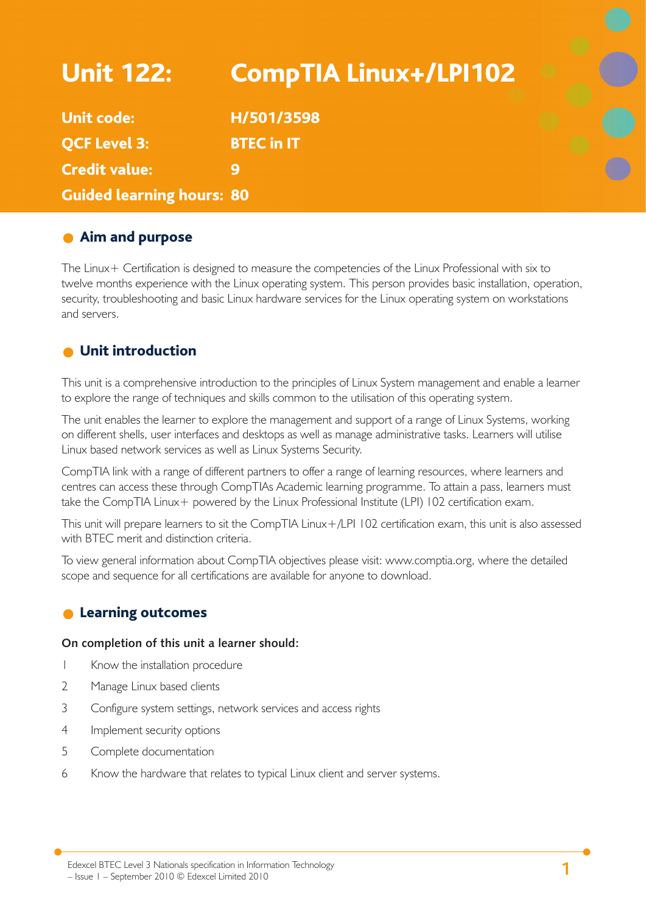# Unit 122: CompTIA Linux+/LPI102

**Unit code:** H/501/3598

**QCF Level 3:** BTEC in IT

**Credit value:** 9

**Guided learning hours:** 80

## Aim and purpose

The Linux+ Certification is designed to measure the competencies of the Linux Professional with six to twelve months experience with the Linux operating system. This person provides basic installation, operation, security, troubleshooting and basic Linux hardware services for the Linux operating system on workstations and servers.

## Unit introduction

This unit is a comprehensive introduction to the principles of Linux System management and enable a learner to explore the range of techniques and skills common to the utilisation of this operating system.

The unit enables the learner to explore the management and support of a range of Linux Systems, working on different shells, user interfaces and desktops as well as manage administrative tasks. Learners will utilise Linux based network services as well as Linux Systems Security.

CompTIA link with a range of different partners to offer a range of learning resources, where learners and centres can access these through CompTIAs Academic learning programme. To attain a pass, learners must take the CompTIA Linux+ powered by the Linux Professional Institute (LPI) 102 certification exam.

This unit will prepare learners to sit the CompTIA Linux+/LPI 102 certification exam, this unit is also assessed with BTEC merit and distinction criteria.

To view general information about CompTIA objectives please visit: www.comptia.org, where the detailed scope and sequence for all certifications are available for anyone to download.

## Learning outcomes

**On completion of this unit a learner should:**

1. Know the installation procedure
2. Manage Linux based clients
3. Configure system settings, network services and access rights
4. Implement security options
5. Complete documentation
6. Know the hardware that relates to typical Linux client and server systems.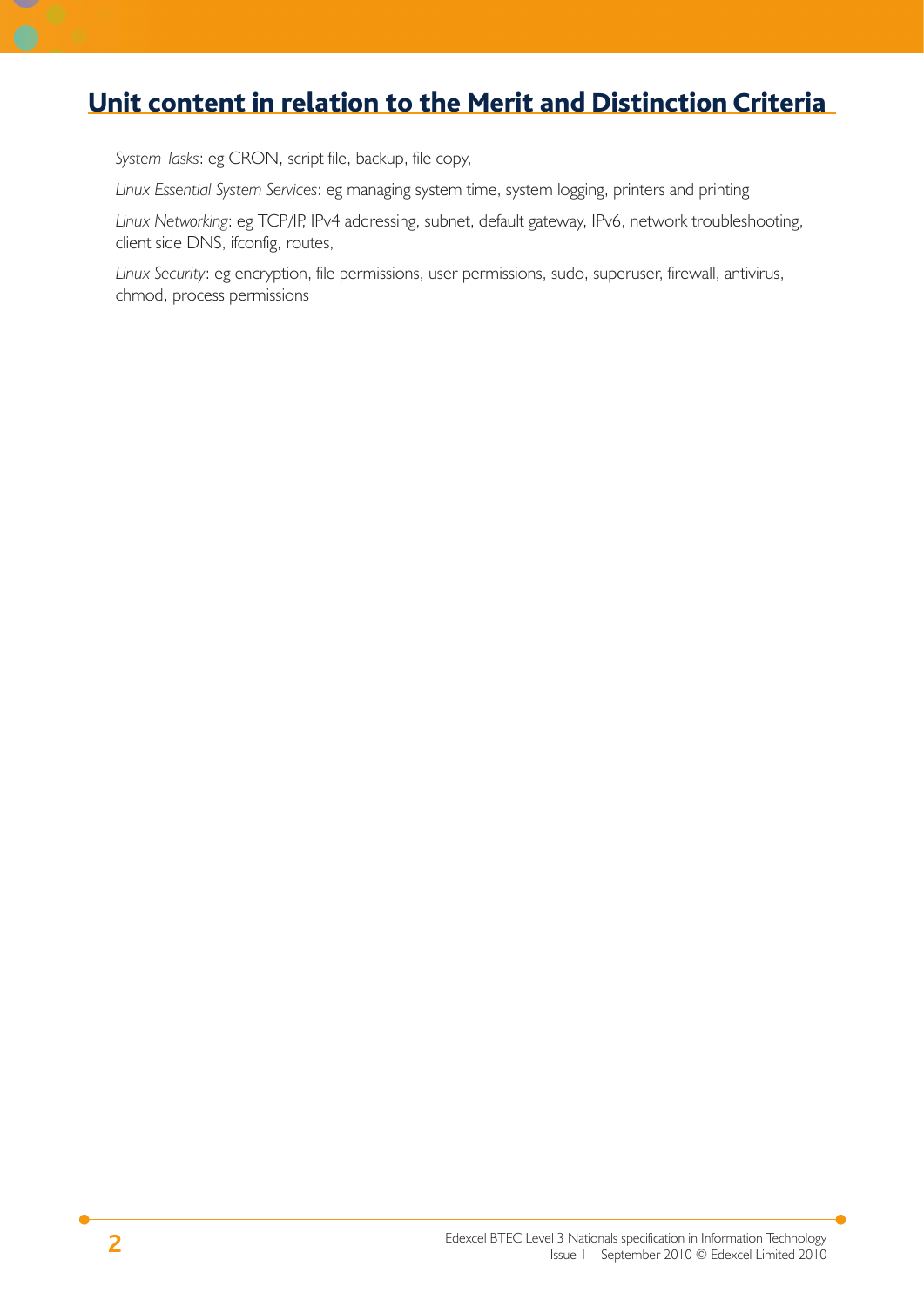## Unit content in relation to the Merit and Distinction Criteria

*System Tasks*: eg CRON, script file, backup, file copy,

*Linux Essential System Services*: eg managing system time, system logging, printers and printing

*Linux Networking*: eg TCP/IP, IPv4 addressing, subnet, default gateway, IPv6, network troubleshooting, client side DNS, ifconfig, routes,

*Linux Security*: eg encryption, file permissions, user permissions, sudo, superuser, firewall, antivirus, chmod, process permissions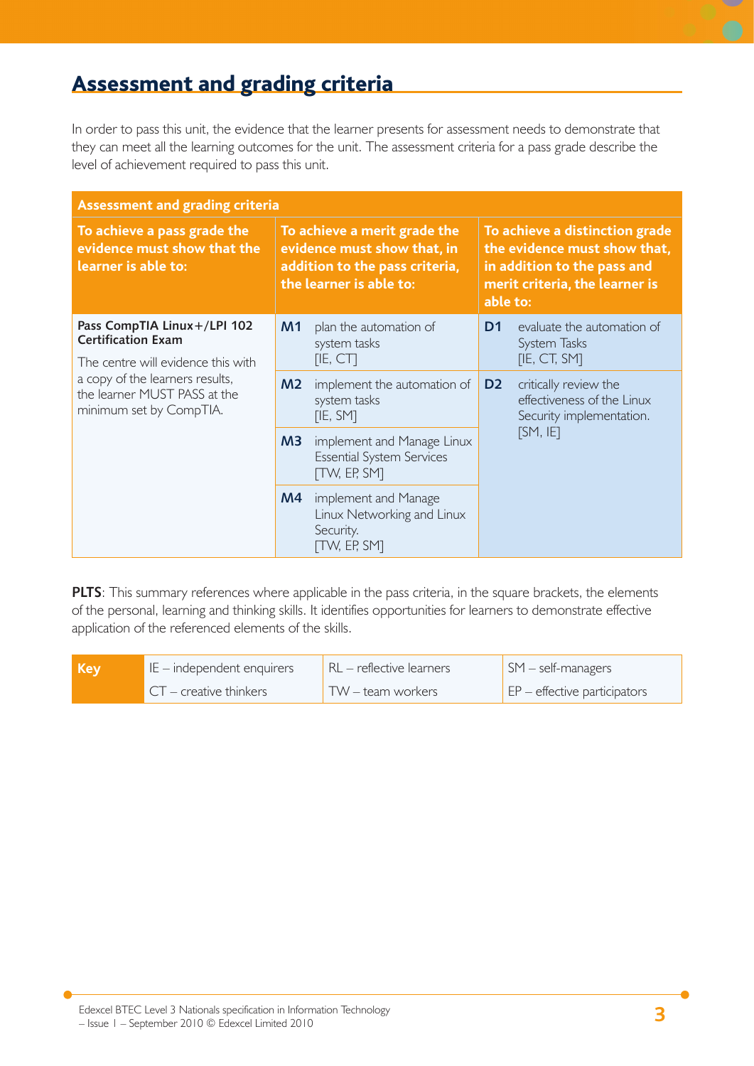## Assessment and grading criteria

In order to pass this unit, the evidence that the learner presents for assessment needs to demonstrate that they can meet all the learning outcomes for the unit. The assessment criteria for a pass grade describe the level of achievement required to pass this unit.

| Assessment and grading criteria | | | | |
|---|---|---|---|---|
| **To achieve a pass grade the evidence must show that the learner is able to:** | **To achieve a merit grade the evidence must show that, in addition to the pass criteria, the learner is able to:** | | **To achieve a distinction grade the evidence must show that, in addition to the pass and merit criteria, the learner is able to:** | |
| **Pass CompTIA Linux+/LPI 102 Certification Exam**<br>The centre will evidence this with a copy of the learners results, the learner MUST PASS at the minimum set by CompTIA. | **M1** | plan the automation of system tasks [IE, CT] | **D1** | evaluate the automation of System Tasks [IE, CT, SM] |
| | **M2** | implement the automation of system tasks [IE, SM] | **D2** | critically review the effectiveness of the Linux Security implementation. [SM, IE] |
| | **M3** | implement and Manage Linux Essential System Services [TW, EP, SM] | | |
| | **M4** | implement and Manage Linux Networking and Linux Security. [TW, EP, SM] | | |

**PLTS**: This summary references where applicable in the pass criteria, in the square brackets, the elements of the personal, learning and thinking skills. It identifies opportunities for learners to demonstrate effective application of the referenced elements of the skills.

| Key | IE – independent enquirers | RL – reflective learners | SM – self-managers |
|---|---|---|---|
| | CT – creative thinkers | TW – team workers | EP – effective participators |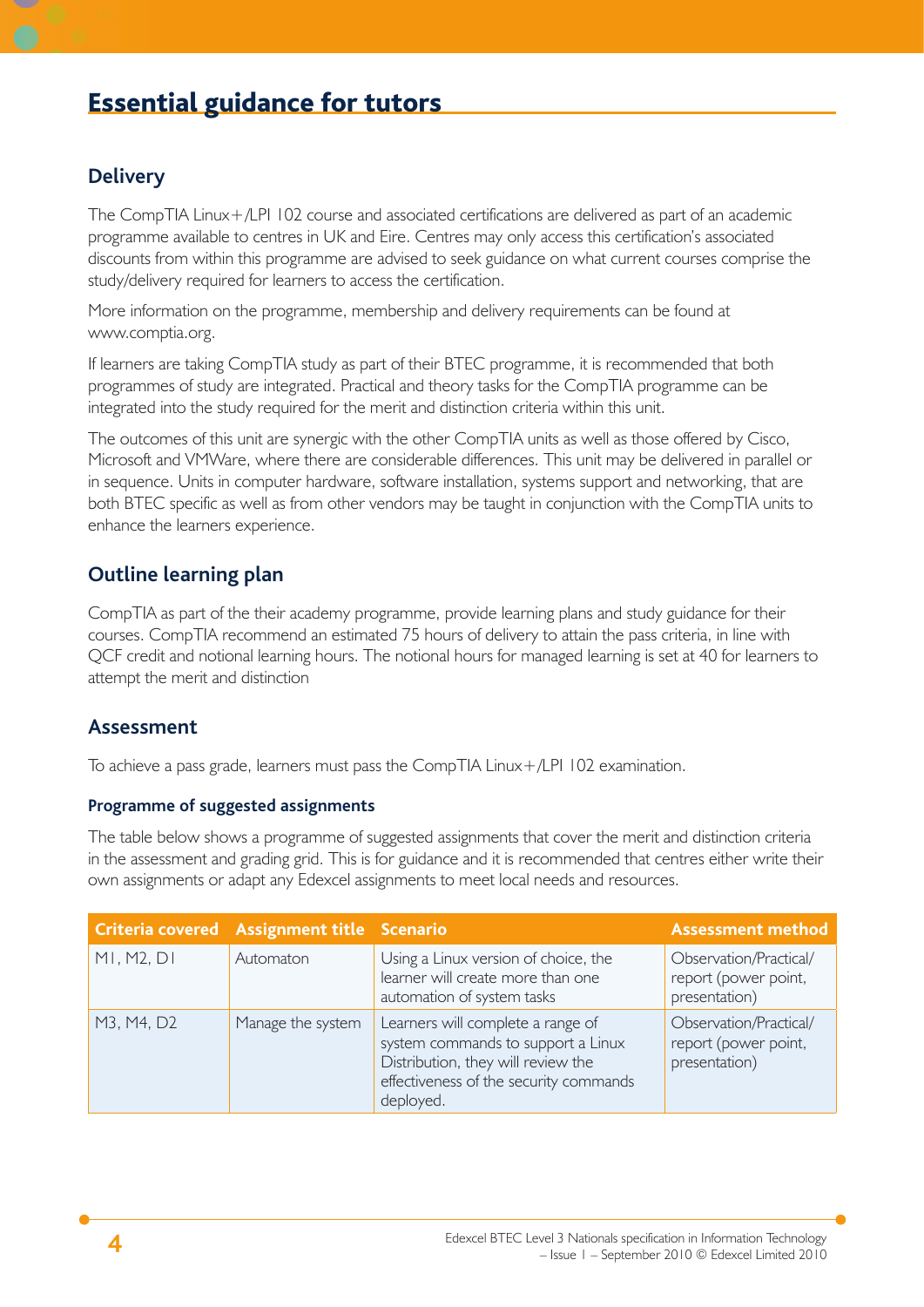# Essential guidance for tutors

## Delivery

The CompTIA Linux+/LPI 102 course and associated certifications are delivered as part of an academic programme available to centres in UK and Eire. Centres may only access this certification's associated discounts from within this programme are advised to seek guidance on what current courses comprise the study/delivery required for learners to access the certification.

More information on the programme, membership and delivery requirements can be found at www.comptia.org.

If learners are taking CompTIA study as part of their BTEC programme, it is recommended that both programmes of study are integrated. Practical and theory tasks for the CompTIA programme can be integrated into the study required for the merit and distinction criteria within this unit.

The outcomes of this unit are synergic with the other CompTIA units as well as those offered by Cisco, Microsoft and VMWare, where there are considerable differences. This unit may be delivered in parallel or in sequence. Units in computer hardware, software installation, systems support and networking, that are both BTEC specific as well as from other vendors may be taught in conjunction with the CompTIA units to enhance the learners experience.

## Outline learning plan

CompTIA as part of the their academy programme, provide learning plans and study guidance for their courses. CompTIA recommend an estimated 75 hours of delivery to attain the pass criteria, in line with QCF credit and notional learning hours. The notional hours for managed learning is set at 40 for learners to attempt the merit and distinction

## Assessment

To achieve a pass grade, learners must pass the CompTIA Linux+/LPI 102 examination.

### Programme of suggested assignments

The table below shows a programme of suggested assignments that cover the merit and distinction criteria in the assessment and grading grid. This is for guidance and it is recommended that centres either write their own assignments or adapt any Edexcel assignments to meet local needs and resources.

| Criteria covered | Assignment title | Scenario | Assessment method |
|---|---|---|---|
| M1, M2, D1 | Automaton | Using a Linux version of choice, the learner will create more than one automation of system tasks | Observation/Practical/ report (power point, presentation) |
| M3, M4, D2 | Manage the system | Learners will complete a range of system commands to support a Linux Distribution, they will review the effectiveness of the security commands deployed. | Observation/Practical/ report (power point, presentation) |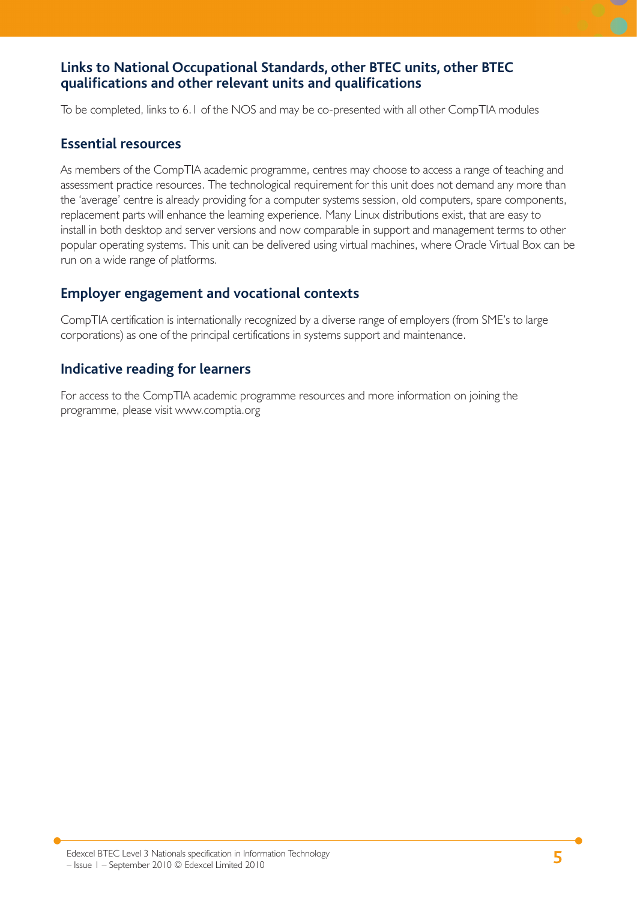## Links to National Occupational Standards, other BTEC units, other BTEC qualifications and other relevant units and qualifications

To be completed, links to 6.1 of the NOS and may be co-presented with all other CompTIA modules

## Essential resources

As members of the CompTIA academic programme, centres may choose to access a range of teaching and assessment practice resources. The technological requirement for this unit does not demand any more than the 'average' centre is already providing for a computer systems session, old computers, spare components, replacement parts will enhance the learning experience. Many Linux distributions exist, that are easy to install in both desktop and server versions and now comparable in support and management terms to other popular operating systems. This unit can be delivered using virtual machines, where Oracle Virtual Box can be run on a wide range of platforms.

## Employer engagement and vocational contexts

CompTIA certification is internationally recognized by a diverse range of employers (from SME's to large corporations) as one of the principal certifications in systems support and maintenance.

## Indicative reading for learners

For access to the CompTIA academic programme resources and more information on joining the programme, please visit www.comptia.org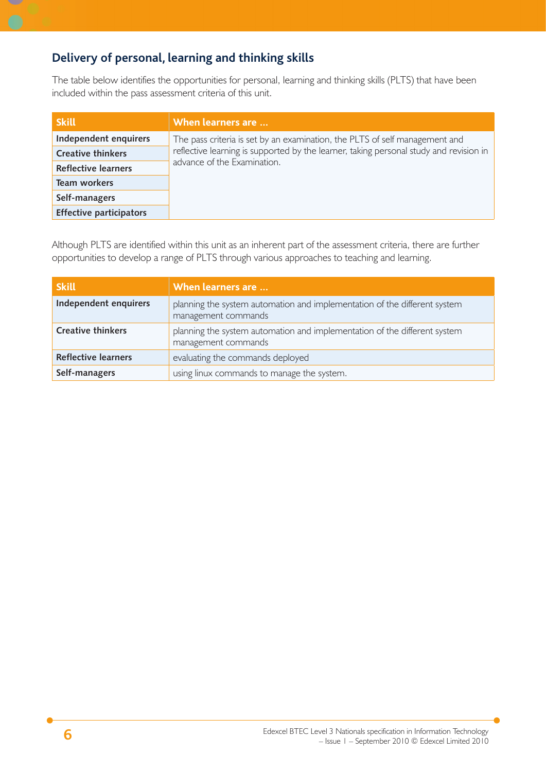## Delivery of personal, learning and thinking skills

The table below identifies the opportunities for personal, learning and thinking skills (PLTS) that have been included within the pass assessment criteria of this unit.

| Skill | When learners are … |
|---|---|
| **Independent enquirers** | The pass criteria is set by an examination, the PLTS of self management and reflective learning is supported by the learner, taking personal study and revision in advance of the Examination. |
| **Creative thinkers** | |
| **Reflective learners** | |
| **Team workers** | |
| **Self-managers** | |
| **Effective participators** | |

Although PLTS are identified within this unit as an inherent part of the assessment criteria, there are further opportunities to develop a range of PLTS through various approaches to teaching and learning.

| Skill | When learners are … |
|---|---|
| **Independent enquirers** | planning the system automation and implementation of the different system management commands |
| **Creative thinkers** | planning the system automation and implementation of the different system management commands |
| **Reflective learners** | evaluating the commands deployed |
| **Self-managers** | using linux commands to manage the system. |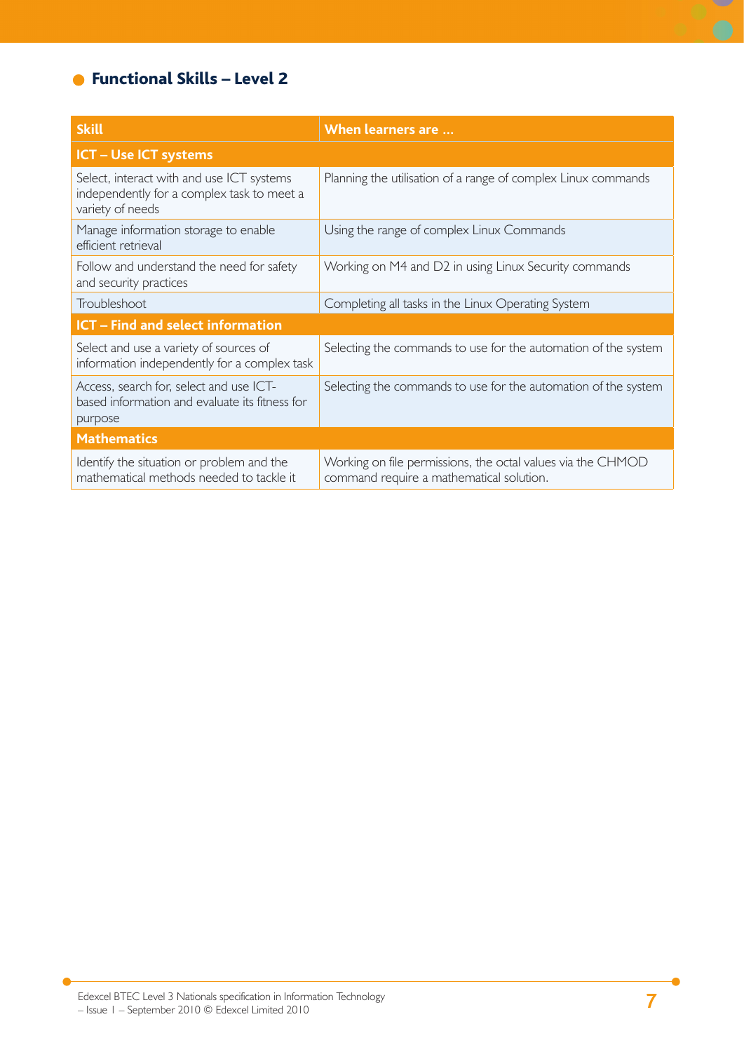## Functional Skills – Level 2

| Skill | When learners are … |
|---|---|
| **ICT – Use ICT systems** | |
| Select, interact with and use ICT systems independently for a complex task to meet a variety of needs | Planning the utilisation of a range of complex Linux commands |
| Manage information storage to enable efficient retrieval | Using the range of complex Linux Commands |
| Follow and understand the need for safety and security practices | Working on M4 and D2 in using Linux Security commands |
| Troubleshoot | Completing all tasks in the Linux Operating System |
| **ICT – Find and select information** | |
| Select and use a variety of sources of information independently for a complex task | Selecting the commands to use for the automation of the system |
| Access, search for, select and use ICT-based information and evaluate its fitness for purpose | Selecting the commands to use for the automation of the system |
| **Mathematics** | |
| Identify the situation or problem and the mathematical methods needed to tackle it | Working on file permissions, the octal values via the CHMOD command require a mathematical solution. |